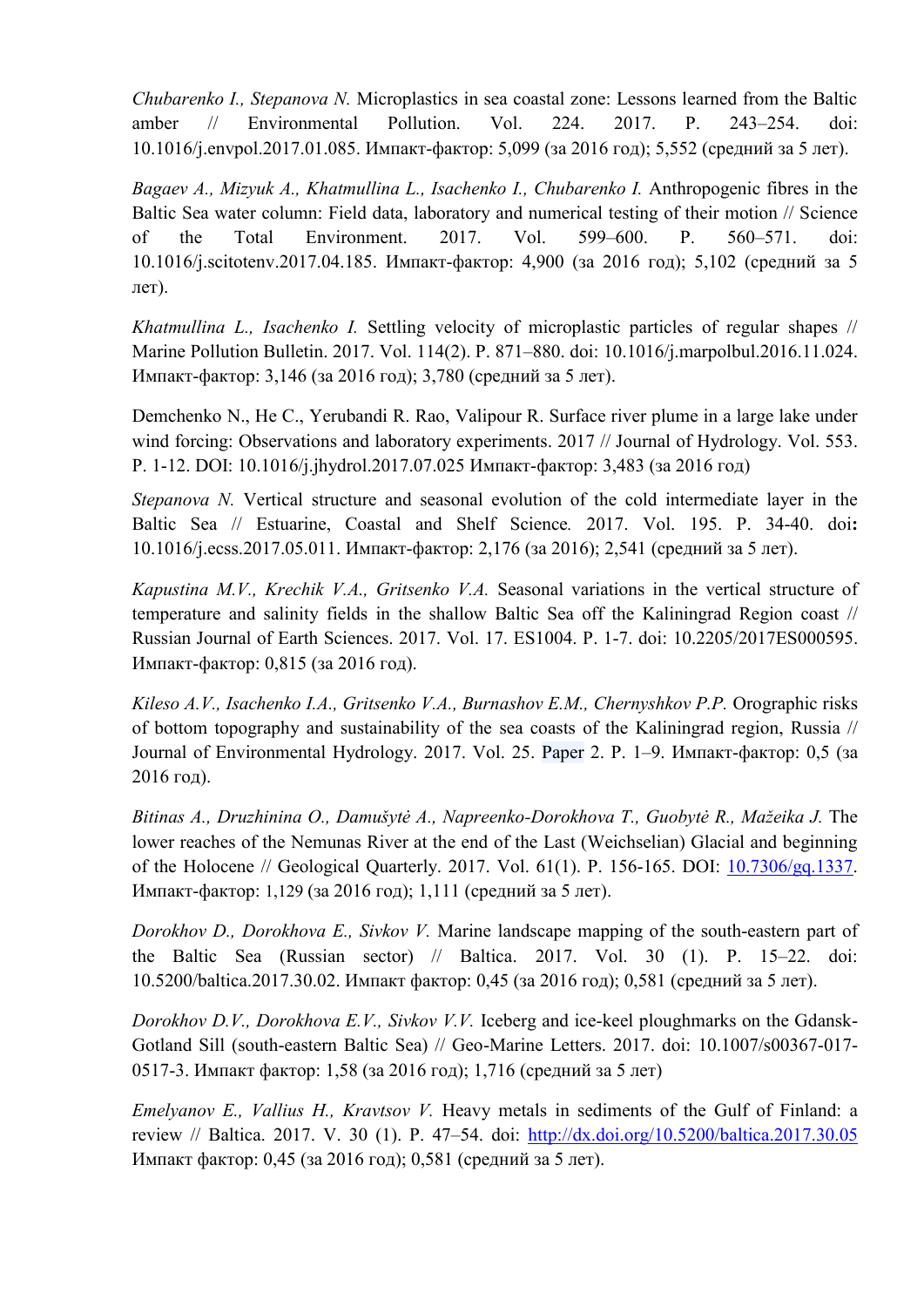*Chubarenko I., Stepanova N.* Microplastics in sea coastal zone: Lessons learned from the Baltic amber // Environmental Pollution. Vol. 224. 2017. P. 243–254. doi: 10.1016/j.envpol.2017.01.085. Импакт-фактор: 5,099 (за 2016 год); 5,552 (средний за 5 лет).

*Bagaev A., Mizyuk A., Khatmullina L., Isachenko I., Chubarenko I.* Anthropogenic fibres in the Baltic Sea water column: Field data, laboratory and numerical testing of their motion // Science of the Total Environment. 2017. Vol. 599–600. P. 560–571. doi: 10.1016/j.scitotenv.2017.04.185. Импакт-фактор: 4,900 (за 2016 год); 5,102 (средний за 5 лет).

*Khatmullina L., Isachenko I.* Settling velocity of microplastic particles of regular shapes // Marine Pollution Bulletin. 2017. Vol. 114(2). P. 871–880. doi: 10.1016/j.marpolbul.2016.11.024. Импакт-фактор: 3,146 (за 2016 год); 3,780 (средний за 5 лет).

Demchenko N., He C., Yerubandi R. Rao, Valipour R. Surface river plume in a large lake under wind forcing: Observations and laboratory experiments. 2017 // Journal of Hydrology. Vol. 553. P. 1-12. DOI: 10.1016/j.jhydrol.2017.07.025 Импакт-фактор: 3,483 (за 2016 год)

*Stepanova N.* Vertical structure and seasonal evolution of the cold intermediate layer in the Baltic Sea // Estuarine, Coastal and Shelf Science. 2017. Vol. 195. P. 34-40. doi**:** 10.1016/j.ecss.2017.05.011. Импакт-фактор: 2,176 (за 2016); 2,541 (средний за 5 лет).

*Kapustina M.V., Krechik V.A., Gritsenko V.A.* Seasonal variations in the vertical structure of temperature and salinity fields in the shallow Baltic Sea off the Kaliningrad Region coast // Russian Journal of Earth Sciences. 2017. Vol. 17. ES1004. P. 1-7. doi: 10.2205/2017ES000595. Импакт-фактор: 0,815 (за 2016 год).

*Kileso A.V., Isachenko I.A., Gritsenko V.A., Burnashov E.M., Chernyshkov P.P.* Orographic risks of bottom topography and sustainability of the sea coasts of the Kaliningrad region, Russia // Journal of Environmental Hydrology. 2017. Vol. 25. Paper 2. P. 1–9. Импакт-фактор: 0,5 (за 2016 год).

*Bitinas A., Druzhinina O., Damušytė A., Napreenko-Dorokhova T., Guobytė R., Mažeika J.* The lower reaches of the Nemunas River at the end of the Last (Weichselian) Glacial and beginning of the Holocene // Geological Quarterly. 2017. Vol. 61(1). P. 156-165. DOI: 10.7306/gq.1337. Импакт-фактор: 1,129 (за 2016 год); 1,111 (средний за 5 лет).

*Dorokhov D., Dorokhova E., Sivkov V.* Marine landscape mapping of the south-eastern part of the Baltic Sea (Russian sector) // Baltica. 2017. Vol. 30 (1). P. 15–22. doi: 10.5200/baltica.2017.30.02. Импакт фактор: 0,45 (за 2016 год); 0,581 (средний за 5 лет).

*Dorokhov D.V., Dorokhova E.V., Sivkov V.V.* Iceberg and ice-keel ploughmarks on the Gdansk-Gotland Sill (south-eastern Baltic Sea) // Geo-Marine Letters. 2017. doi: 10.1007/s00367-017-0517-3. Импакт фактор: 1,58 (за 2016 год); 1,716 (средний за 5 лет)

*Emelyanov E., Vallius H., Kravtsov V.* Heavy metals in sediments of the Gulf of Finland: a review // Baltica. 2017. V. 30 (1). P. 47–54. doi: http://dx.doi.org/10.5200/baltica.2017.30.05 Импакт фактор: 0,45 (за 2016 год); 0,581 (средний за 5 лет).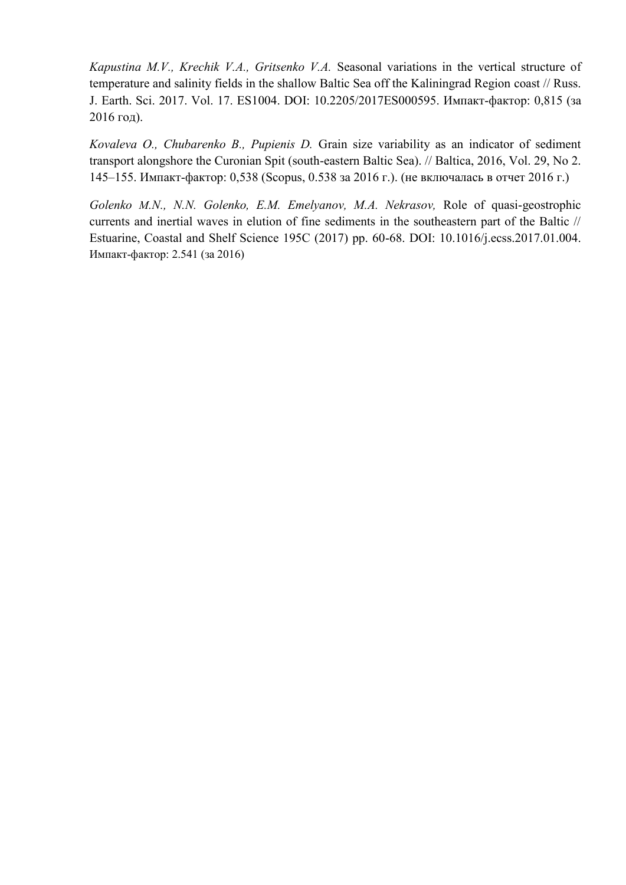*Kapustina M.V., Krechik V.A., Gritsenko V.A.* Seasonal variations in the vertical structure of temperature and salinity fields in the shallow Baltic Sea off the Kaliningrad Region coast // Russ. J. Earth. Sci. 2017. Vol. 17. ES1004. DOI: 10.2205/2017ES000595. Импакт-фактор: 0,815 (за 2016 год).

*Kovaleva O., Chubarenko B., Pupienis D.* Grain size variability as an indicator of sediment transport alongshore the Curonian Spit (south-eastern Baltic Sea). // Baltica, 2016, Vol. 29, No 2. 145–155. Импакт-фактор: 0,538 (Scopus, 0.538 за 2016 г.). (не включалась в отчет 2016 г.)

*Golenko M.N., N.N. Golenko, E.M. Emelyanov, M.A. Nekrasov,* Role of quasi-geostrophic currents and inertial waves in elution of fine sediments in the southeastern part of the Baltic // Estuarine, Coastal and Shelf Science 195C (2017) pp. 60-68. DOI: 10.1016/j.ecss.2017.01.004. Импакт-фактор: 2.541 (за 2016)